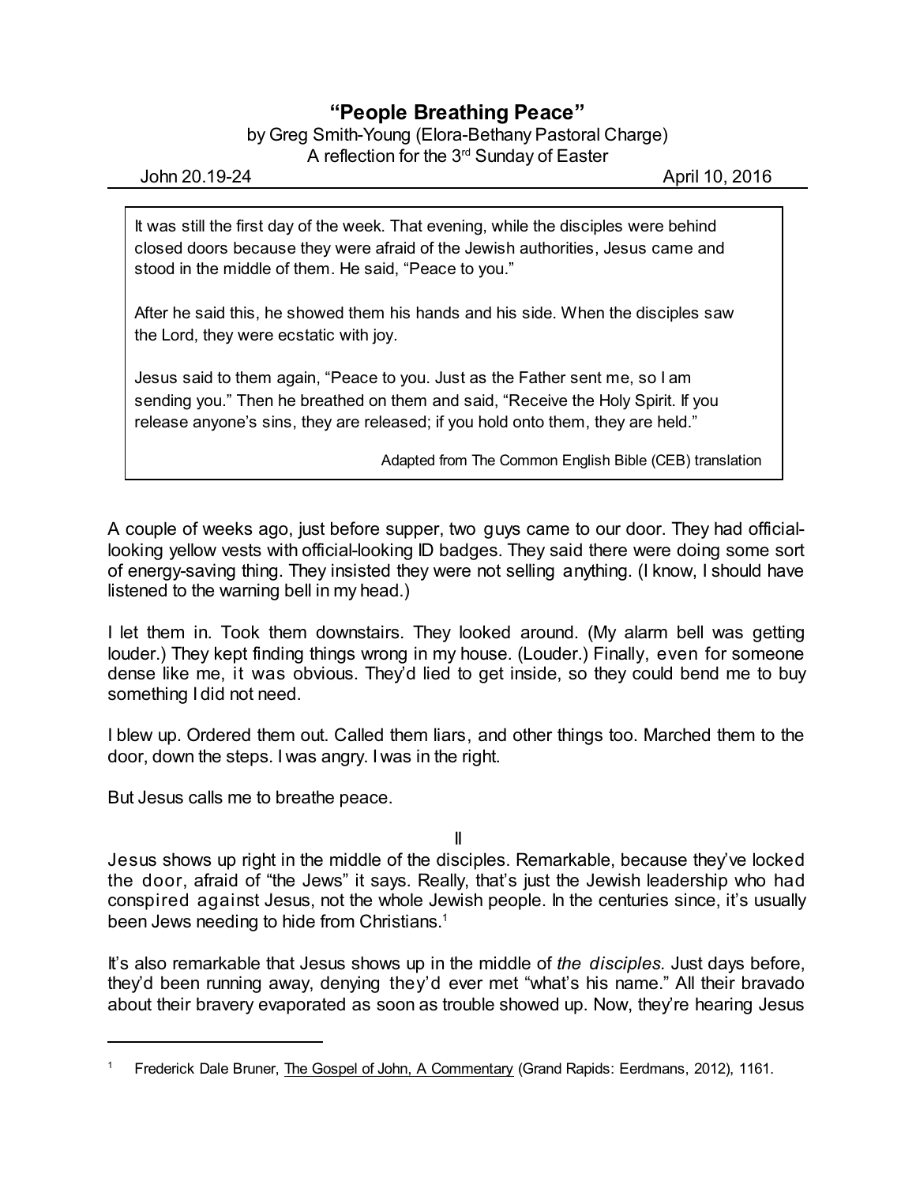# "People Breathing Peace"

by Greg Smith-Young (Elora-Bethany Pastoral Charge)
A reflection for the 3rd Sunday of Easter

John 20.19-24 April 10, 2016

> It was still the first day of the week. That evening, while the disciples were behind closed doors because they were afraid of the Jewish authorities, Jesus came and stood in the middle of them. He said, "Peace to you."
>
> After he said this, he showed them his hands and his side. When the disciples saw the Lord, they were ecstatic with joy.
>
> Jesus said to them again, "Peace to you. Just as the Father sent me, so I am sending you." Then he breathed on them and said, "Receive the Holy Spirit. If you release anyone's sins, they are released; if you hold onto them, they are held."
>
> Adapted from The Common English Bible (CEB) translation

A couple of weeks ago, just before supper, two guys came to our door. They had official-looking yellow vests with official-looking ID badges. They said there were doing some sort of energy-saving thing. They insisted they were not selling anything. (I know, I should have listened to the warning bell in my head.)

I let them in. Took them downstairs. They looked around. (My alarm bell was getting louder.) They kept finding things wrong in my house. (Louder.) Finally, even for someone dense like me, it was obvious. They'd lied to get inside, so they could bend me to buy something I did not need.

I blew up. Ordered them out. Called them liars, and other things too. Marched them to the door, down the steps. I was angry. I was in the right.

But Jesus calls me to breathe peace.

II

Jesus shows up right in the middle of the disciples. Remarkable, because they've locked the door, afraid of "the Jews" it says. Really, that's just the Jewish leadership who had conspired against Jesus, not the whole Jewish people. In the centuries since, it's usually been Jews needing to hide from Christians.[1]

It's also remarkable that Jesus shows up in the middle of *the disciples.* Just days before, they'd been running away, denying they'd ever met "what's his name." All their bravado about their bravery evaporated as soon as trouble showed up. Now, they're hearing Jesus

---

[1] Frederick Dale Bruner, The Gospel of John, A Commentary (Grand Rapids: Eerdmans, 2012), 1161.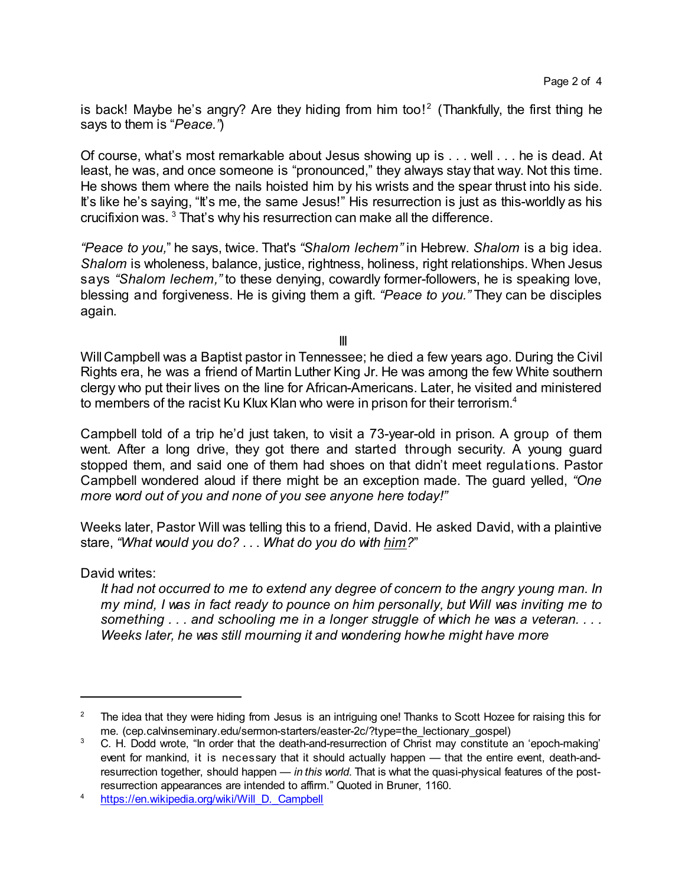is back! Maybe he's angry? Are they hiding from him too![2] (Thankfully, the first thing he says to them is "*Peace.*")

Of course, what's most remarkable about Jesus showing up is . . . well . . . he is dead. At least, he was, and once someone is "pronounced," they always stay that way. Not this time. He shows them where the nails hoisted him by his wrists and the spear thrust into his side. It's like he's saying, "It's me, the same Jesus!" His resurrection is just as this-worldly as his crucifixion was. [3] That's why his resurrection can make all the difference.

*"Peace to you,"* he says, twice. That's *"Shalom lechem"* in Hebrew. *Shalom* is a big idea. *Shalom* is wholeness, balance, justice, rightness, holiness, right relationships. When Jesus says *"Shalom lechem,"* to these denying, cowardly former-followers, he is speaking love, blessing and forgiveness. He is giving them a gift. *"Peace to you."* They can be disciples again.

III

Will Campbell was a Baptist pastor in Tennessee; he died a few years ago. During the Civil Rights era, he was a friend of Martin Luther King Jr. He was among the few White southern clergy who put their lives on the line for African-Americans. Later, he visited and ministered to members of the racist Ku Klux Klan who were in prison for their terrorism.[4]

Campbell told of a trip he'd just taken, to visit a 73-year-old in prison. A group of them went. After a long drive, they got there and started through security. A young guard stopped them, and said one of them had shoes on that didn't meet regulations. Pastor Campbell wondered aloud if there might be an exception made. The guard yelled, *"One more word out of you and none of you see anyone here today!"*

Weeks later, Pastor Will was telling this to a friend, David. He asked David, with a plaintive stare, *"What would you do? . . . What do you do with him?"*

David writes:

> *It had not occurred to me to extend any degree of concern to the angry young man. In my mind, I was in fact ready to pounce on him personally, but Will was inviting me to something . . . and schooling me in a longer struggle of which he was a veteran. . . . Weeks later, he was still mourning it and wondering how he might have more*

---

[2] The idea that they were hiding from Jesus is an intriguing one! Thanks to Scott Hozee for raising this for me. (cep.calvinseminary.edu/sermon-starters/easter-2c/?type=the_lectionary_gospel)

[3] C. H. Dodd wrote, "In order that the death-and-resurrection of Christ may constitute an 'epoch-making' event for mankind, it is necessary that it should actually happen — that the entire event, death-and-resurrection together, should happen — *in this world*. That is what the quasi-physical features of the post-resurrection appearances are intended to affirm." Quoted in Bruner, 1160.

[4] https://en.wikipedia.org/wiki/Will_D._Campbell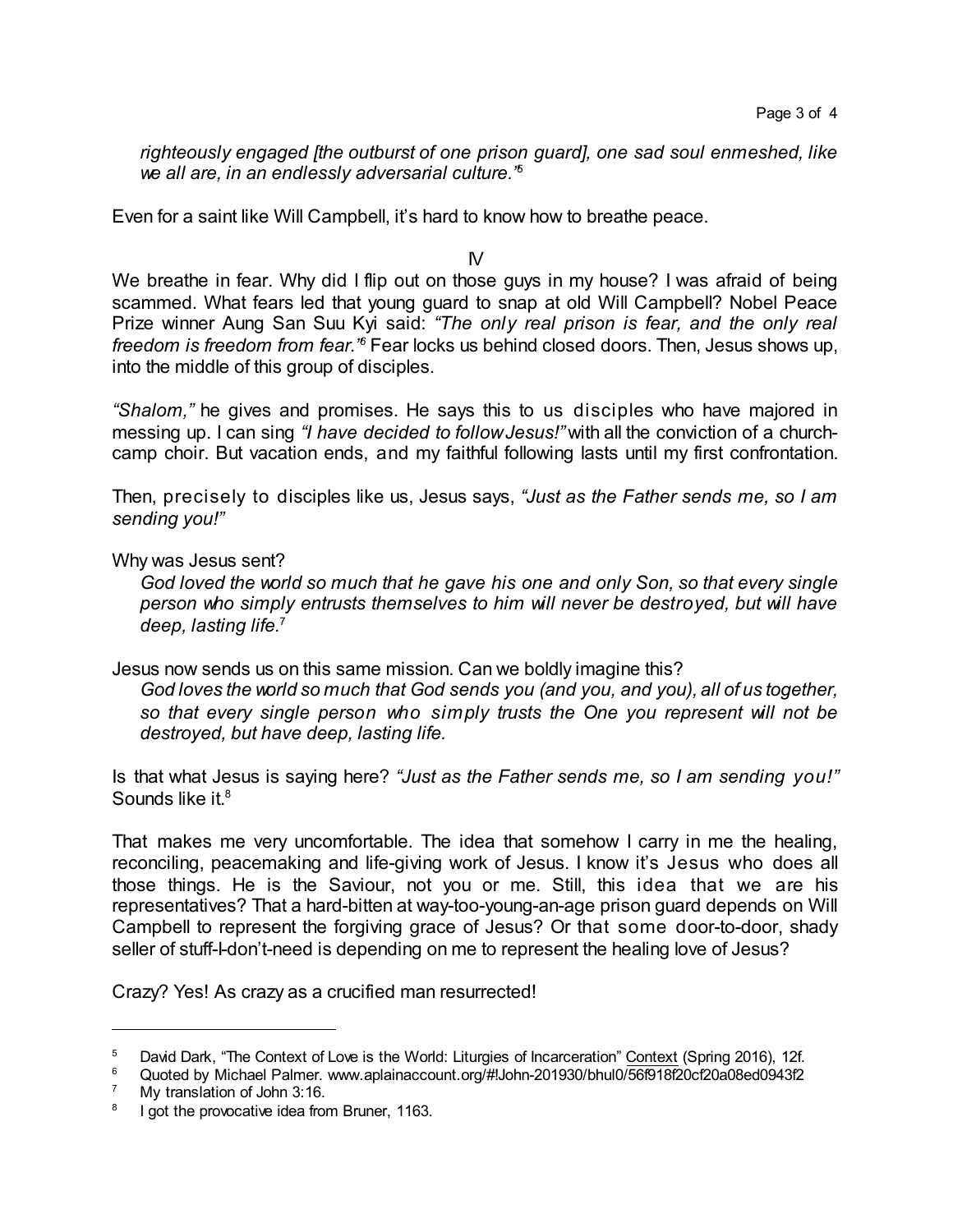*righteously engaged [the outburst of one prison guard], one sad soul enmeshed, like we all are, in an endlessly adversarial culture.*"[5]

Even for a saint like Will Campbell, it's hard to know how to breathe peace.

## IV

We breathe in fear. Why did I flip out on those guys in my house? I was afraid of being scammed. What fears led that young guard to snap at old Will Campbell? Nobel Peace Prize winner Aung San Suu Kyi said: *"The only real prison is fear, and the only real freedom is freedom from fear."*[6] Fear locks us behind closed doors. Then, Jesus shows up, into the middle of this group of disciples.

*"Shalom,"* he gives and promises. He says this to us disciples who have majored in messing up. I can sing *"I have decided to follow Jesus!"* with all the conviction of a church-camp choir. But vacation ends, and my faithful following lasts until my first confrontation.

Then, precisely to disciples like us, Jesus says, *"Just as the Father sends me, so I am sending you!"*

Why was Jesus sent?

> *God loved the world so much that he gave his one and only Son, so that every single person who simply entrusts themselves to him will never be destroyed, but will have deep, lasting life.*[7]

Jesus now sends us on this same mission. Can we boldly imagine this?

> *God loves the world so much that God sends you (and you, and you), all of us together, so that every single person who simply trusts the One you represent will not be destroyed, but have deep, lasting life.*

Is that what Jesus is saying here? *"Just as the Father sends me, so I am sending you!"* Sounds like it.[8]

That makes me very uncomfortable. The idea that somehow I carry in me the healing, reconciling, peacemaking and life-giving work of Jesus. I know it's Jesus who does all those things. He is the Saviour, not you or me. Still, this idea that we are his representatives? That a hard-bitten at way-too-young-an-age prison guard depends on Will Campbell to represent the forgiving grace of Jesus? Or that some door-to-door, shady seller of stuff-I-don't-need is depending on me to represent the healing love of Jesus?

Crazy? Yes! As crazy as a crucified man resurrected!

---

[5] David Dark, "The Context of Love is the World: Liturgies of Incarceration" Context (Spring 2016), 12f.

[6] Quoted by Michael Palmer. www.aplainaccount.org/#!John-201930/bhul0/56f918f20cf20a08ed0943f2

[7] My translation of John 3:16.

[8] I got the provocative idea from Bruner, 1163.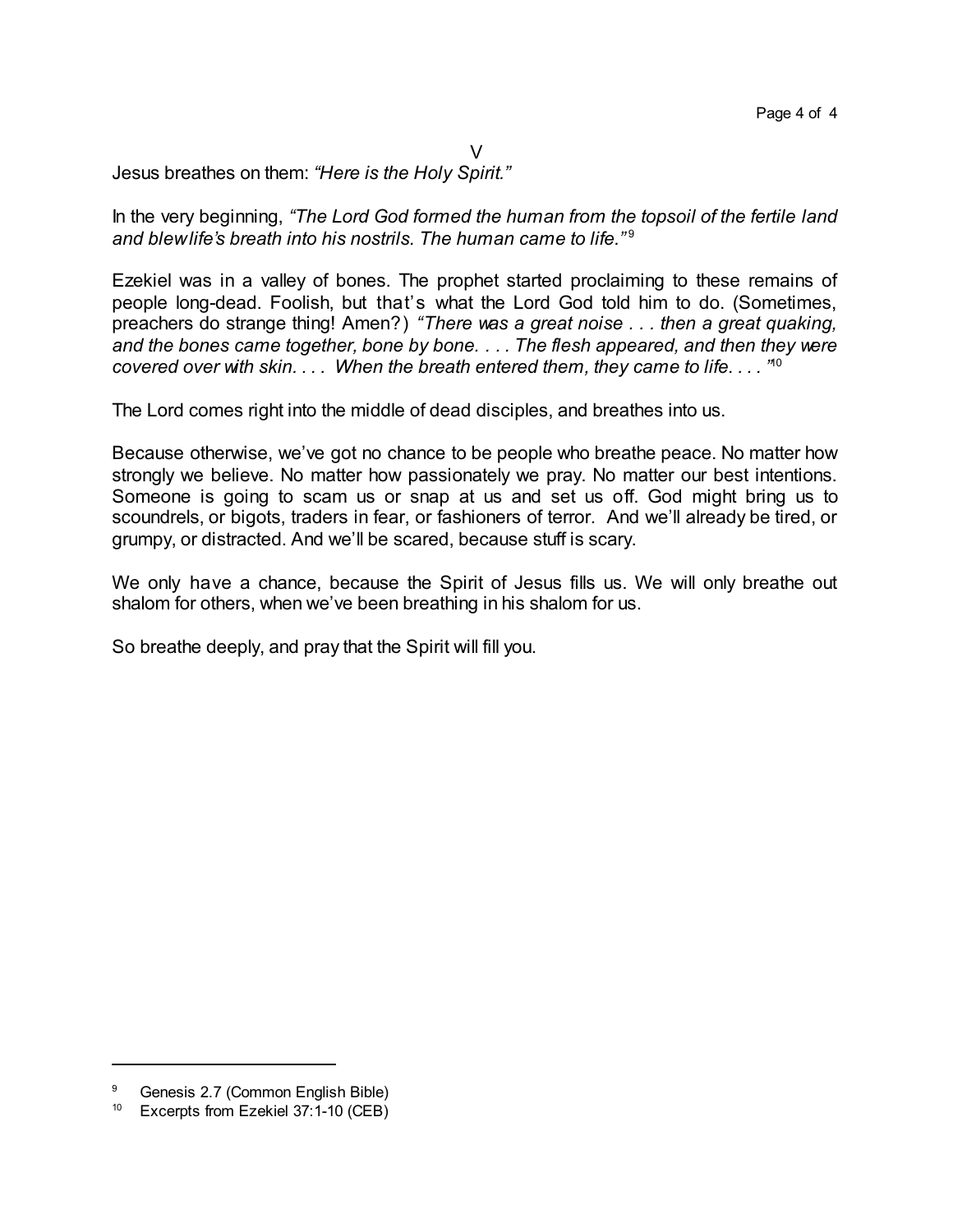V

Jesus breathes on them: *"Here is the Holy Spirit."*

In the very beginning, *"The Lord God formed the human from the topsoil of the fertile land and blew life's breath into his nostrils. The human came to life."*[9]

Ezekiel was in a valley of bones. The prophet started proclaiming to these remains of people long-dead. Foolish, but that's what the Lord God told him to do. (Sometimes, preachers do strange thing! Amen?) *"There was a great noise . . . then a great quaking, and the bones came together, bone by bone. . . . The flesh appeared, and then they were covered over with skin. . . . When the breath entered them, they came to life. . . . "*[10]

The Lord comes right into the middle of dead disciples, and breathes into us.

Because otherwise, we've got no chance to be people who breathe peace. No matter how strongly we believe. No matter how passionately we pray. No matter our best intentions. Someone is going to scam us or snap at us and set us off. God might bring us to scoundrels, or bigots, traders in fear, or fashioners of terror. And we'll already be tired, or grumpy, or distracted. And we'll be scared, because stuff is scary.

We only have a chance, because the Spirit of Jesus fills us. We will only breathe out shalom for others, when we've been breathing in his shalom for us.

So breathe deeply, and pray that the Spirit will fill you.

---

[9] Genesis 2.7 (Common English Bible)

[10] Excerpts from Ezekiel 37:1-10 (CEB)